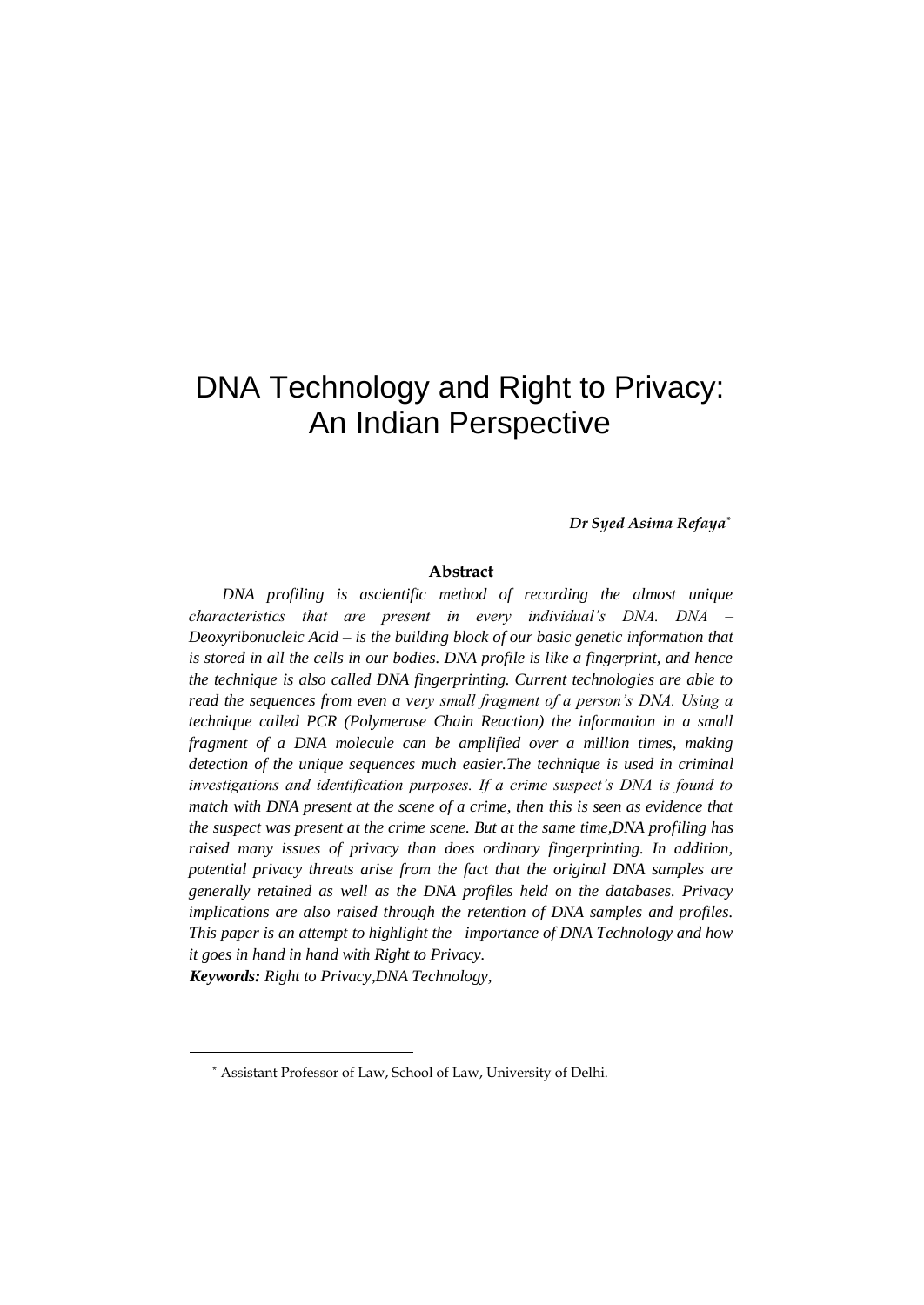# DNA Technology and Right to Privacy: An Indian Perspective

***Dr Syed Asima Refaya*** [*]

**Abstract**

*DNA profiling is ascientific method of recording the almost unique characteristics that are present in every individual's DNA. DNA – Deoxyribonucleic Acid – is the building block of our basic genetic information that is stored in all the cells in our bodies. DNA profile is like a fingerprint, and hence the technique is also called DNA fingerprinting. Current technologies are able to read the sequences from even a very small fragment of a person's DNA. Using a technique called PCR (Polymerase Chain Reaction) the information in a small fragment of a DNA molecule can be amplified over a million times, making detection of the unique sequences much easier.The technique is used in criminal investigations and identification purposes. If a crime suspect's DNA is found to match with DNA present at the scene of a crime, then this is seen as evidence that the suspect was present at the crime scene. But at the same time,DNA profiling has raised many issues of privacy than does ordinary fingerprinting. In addition, potential privacy threats arise from the fact that the original DNA samples are generally retained as well as the DNA profiles held on the databases. Privacy implications are also raised through the retention of DNA samples and profiles. This paper is an attempt to highlight the importance of DNA Technology and how it goes in hand in hand with Right to Privacy.*

***Keywords:*** *Right to Privacy,DNA Technology,*

---

[*] Assistant Professor of Law, School of Law, University of Delhi.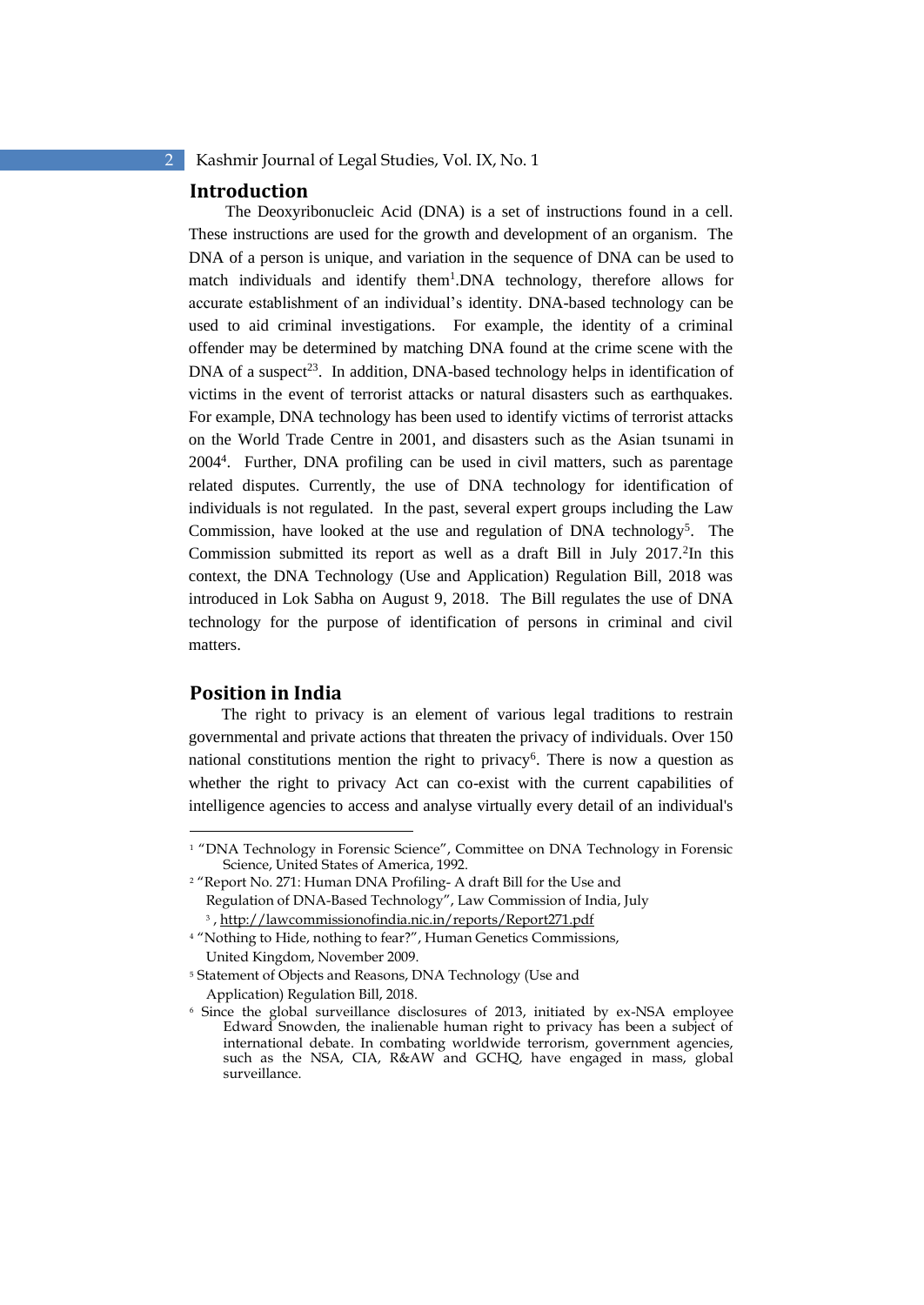## Introduction

The Deoxyribonucleic Acid (DNA) is a set of instructions found in a cell. These instructions are used for the growth and development of an organism. The DNA of a person is unique, and variation in the sequence of DNA can be used to match individuals and identify them[1].DNA technology, therefore allows for accurate establishment of an individual's identity. DNA-based technology can be used to aid criminal investigations. For example, the identity of a criminal offender may be determined by matching DNA found at the crime scene with the DNA of a suspect[23]. In addition, DNA-based technology helps in identification of victims in the event of terrorist attacks or natural disasters such as earthquakes. For example, DNA technology has been used to identify victims of terrorist attacks on the World Trade Centre in 2001, and disasters such as the Asian tsunami in 2004[4]. Further, DNA profiling can be used in civil matters, such as parentage related disputes. Currently, the use of DNA technology for identification of individuals is not regulated. In the past, several expert groups including the Law Commission, have looked at the use and regulation of DNA technology[5]. The Commission submitted its report as well as a draft Bill in July 2017.[2]In this context, the DNA Technology (Use and Application) Regulation Bill, 2018 was introduced in Lok Sabha on August 9, 2018. The Bill regulates the use of DNA technology for the purpose of identification of persons in criminal and civil matters.

## Position in India

The right to privacy is an element of various legal traditions to restrain governmental and private actions that threaten the privacy of individuals. Over 150 national constitutions mention the right to privacy[6]. There is now a question as whether the right to privacy Act can co-exist with the current capabilities of intelligence agencies to access and analyse virtually every detail of an individual's

---

[1] "DNA Technology in Forensic Science", Committee on DNA Technology in Forensic Science, United States of America, 1992.

[2] "Report No. 271: Human DNA Profiling- A draft Bill for the Use and Regulation of DNA-Based Technology", Law Commission of India, July

[3] , http://lawcommissionofindia.nic.in/reports/Report271.pdf

[4] "Nothing to Hide, nothing to fear?", Human Genetics Commissions, United Kingdom, November 2009.

[5] Statement of Objects and Reasons, DNA Technology (Use and Application) Regulation Bill, 2018.

[6] Since the global surveillance disclosures of 2013, initiated by ex-NSA employee Edward Snowden, the inalienable human right to privacy has been a subject of international debate. In combating worldwide terrorism, government agencies, such as the NSA, CIA, R&AW and GCHQ, have engaged in mass, global surveillance.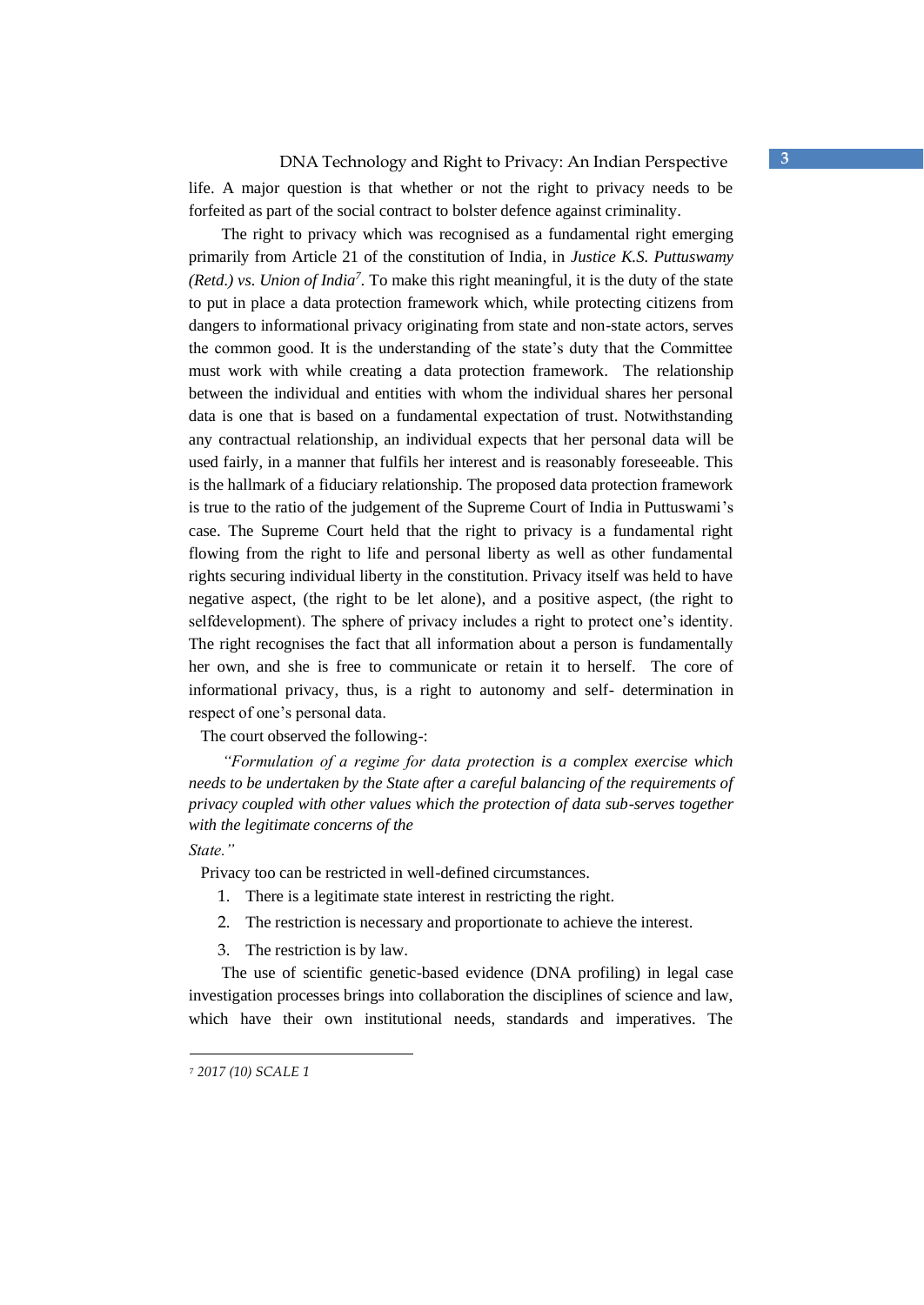life. A major question is that whether or not the right to privacy needs to be forfeited as part of the social contract to bolster defence against criminality.

The right to privacy which was recognised as a fundamental right emerging primarily from Article 21 of the constitution of India, in *Justice K.S. Puttuswamy (Retd.) vs. Union of India*[7]. To make this right meaningful, it is the duty of the state to put in place a data protection framework which, while protecting citizens from dangers to informational privacy originating from state and non-state actors, serves the common good. It is the understanding of the state's duty that the Committee must work with while creating a data protection framework. The relationship between the individual and entities with whom the individual shares her personal data is one that is based on a fundamental expectation of trust. Notwithstanding any contractual relationship, an individual expects that her personal data will be used fairly, in a manner that fulfils her interest and is reasonably foreseeable. This is the hallmark of a fiduciary relationship. The proposed data protection framework is true to the ratio of the judgement of the Supreme Court of India in Puttuswami's case. The Supreme Court held that the right to privacy is a fundamental right flowing from the right to life and personal liberty as well as other fundamental rights securing individual liberty in the constitution. Privacy itself was held to have negative aspect, (the right to be let alone), and a positive aspect, (the right to selfdevelopment). The sphere of privacy includes a right to protect one's identity. The right recognises the fact that all information about a person is fundamentally her own, and she is free to communicate or retain it to herself. The core of informational privacy, thus, is a right to autonomy and self- determination in respect of one's personal data.

The court observed the following-:

*"Formulation of a regime for data protection is a complex exercise which needs to be undertaken by the State after a careful balancing of the requirements of privacy coupled with other values which the protection of data sub-serves together with the legitimate concerns of the State."*

Privacy too can be restricted in well-defined circumstances.

1. There is a legitimate state interest in restricting the right.
2. The restriction is necessary and proportionate to achieve the interest.
3. The restriction is by law.

The use of scientific genetic-based evidence (DNA profiling) in legal case investigation processes brings into collaboration the disciplines of science and law, which have their own institutional needs, standards and imperatives. The

---

[7] *2017 (10) SCALE 1*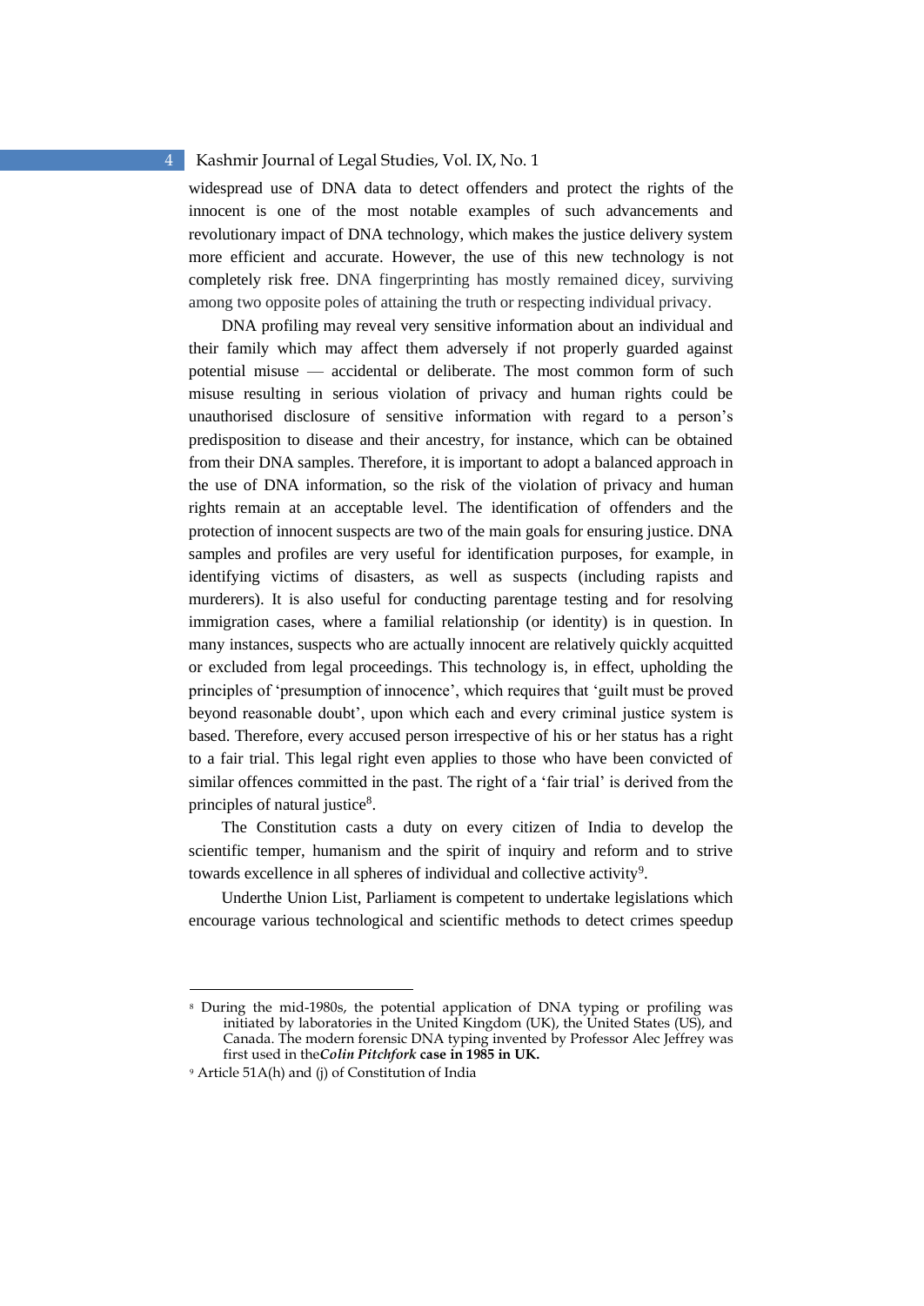widespread use of DNA data to detect offenders and protect the rights of the innocent is one of the most notable examples of such advancements and revolutionary impact of DNA technology, which makes the justice delivery system more efficient and accurate. However, the use of this new technology is not completely risk free. DNA fingerprinting has mostly remained dicey, surviving among two opposite poles of attaining the truth or respecting individual privacy.

DNA profiling may reveal very sensitive information about an individual and their family which may affect them adversely if not properly guarded against potential misuse — accidental or deliberate. The most common form of such misuse resulting in serious violation of privacy and human rights could be unauthorised disclosure of sensitive information with regard to a person's predisposition to disease and their ancestry, for instance, which can be obtained from their DNA samples. Therefore, it is important to adopt a balanced approach in the use of DNA information, so the risk of the violation of privacy and human rights remain at an acceptable level. The identification of offenders and the protection of innocent suspects are two of the main goals for ensuring justice. DNA samples and profiles are very useful for identification purposes, for example, in identifying victims of disasters, as well as suspects (including rapists and murderers). It is also useful for conducting parentage testing and for resolving immigration cases, where a familial relationship (or identity) is in question. In many instances, suspects who are actually innocent are relatively quickly acquitted or excluded from legal proceedings. This technology is, in effect, upholding the principles of 'presumption of innocence', which requires that 'guilt must be proved beyond reasonable doubt', upon which each and every criminal justice system is based. Therefore, every accused person irrespective of his or her status has a right to a fair trial. This legal right even applies to those who have been convicted of similar offences committed in the past. The right of a 'fair trial' is derived from the principles of natural justice[8].

The Constitution casts a duty on every citizen of India to develop the scientific temper, humanism and the spirit of inquiry and reform and to strive towards excellence in all spheres of individual and collective activity[9].

Underthe Union List, Parliament is competent to undertake legislations which encourage various technological and scientific methods to detect crimes speedup

---

[8] During the mid-1980s, the potential application of DNA typing or profiling was initiated by laboratories in the United Kingdom (UK), the United States (US), and Canada. The modern forensic DNA typing invented by Professor Alec Jeffrey was first used in the***Colin Pitchfork*** **case in 1985 in UK.**

[9] Article 51A(h) and (j) of Constitution of India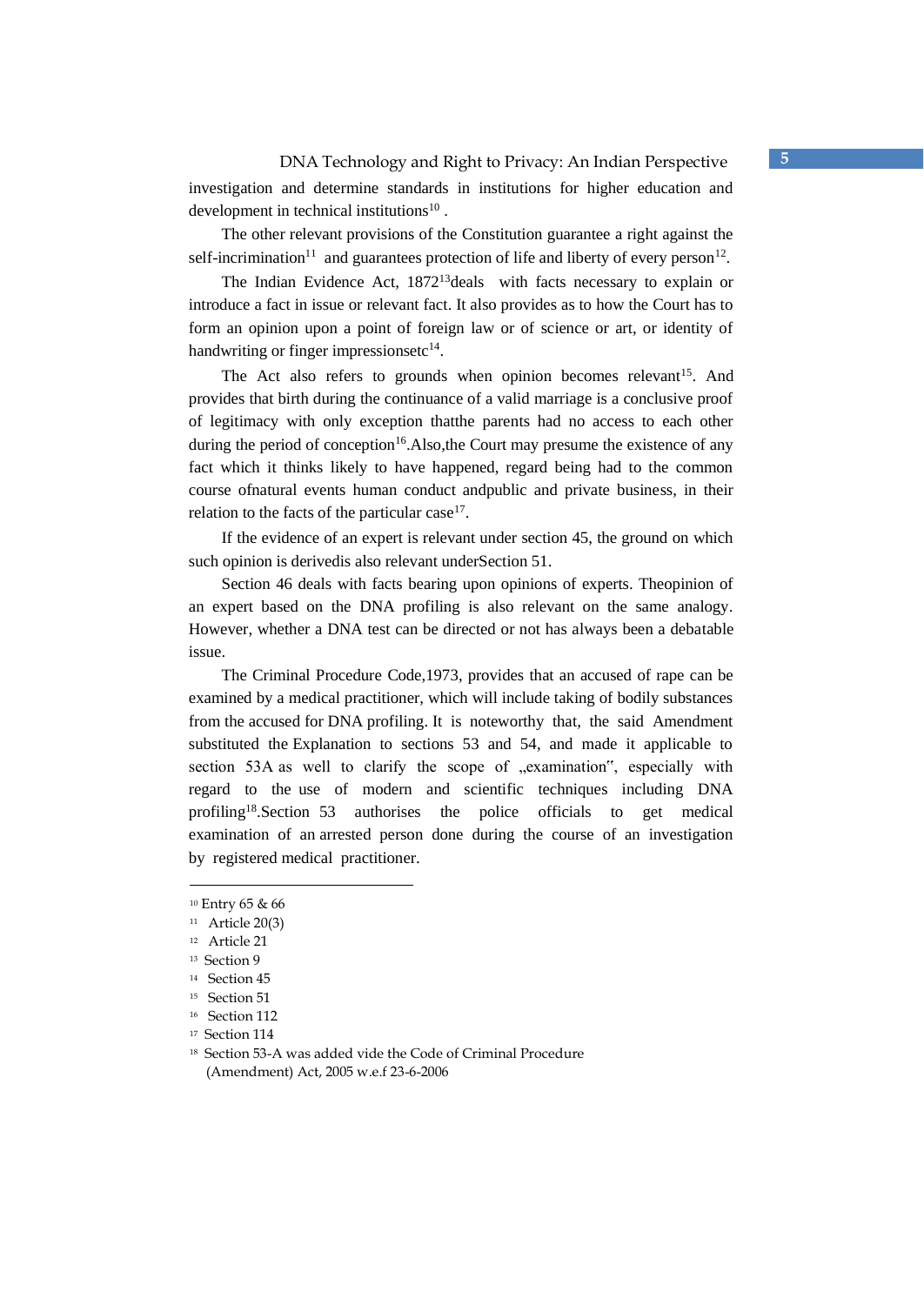investigation and determine standards in institutions for higher education and development in technical institutions[10] .

The other relevant provisions of the Constitution guarantee a right against the self-incrimination[11] and guarantees protection of life and liberty of every person[12].

The Indian Evidence Act, 1872[13]deals with facts necessary to explain or introduce a fact in issue or relevant fact. It also provides as to how the Court has to form an opinion upon a point of foreign law or of science or art, or identity of handwriting or finger impressionsetc[14].

The Act also refers to grounds when opinion becomes relevant[15]. And provides that birth during the continuance of a valid marriage is a conclusive proof of legitimacy with only exception thatthe parents had no access to each other during the period of conception[16].Also,the Court may presume the existence of any fact which it thinks likely to have happened, regard being had to the common course ofnatural events human conduct andpublic and private business, in their relation to the facts of the particular case[17].

If the evidence of an expert is relevant under section 45, the ground on which such opinion is derivedis also relevant underSection 51.

Section 46 deals with facts bearing upon opinions of experts. Theopinion of an expert based on the DNA profiling is also relevant on the same analogy. However, whether a DNA test can be directed or not has always been a debatable issue.

The Criminal Procedure Code,1973, provides that an accused of rape can be examined by a medical practitioner, which will include taking of bodily substances from the accused for DNA profiling. It is noteworthy that, the said Amendment substituted the Explanation to sections 53 and 54, and made it applicable to section 53A as well to clarify the scope of „examination", especially with regard to the use of modern and scientific techniques including DNA profiling[18].Section 53 authorises the police officials to get medical examination of an arrested person done during the course of an investigation by registered medical practitioner.

---

[10] Entry 65 & 66

[11] Article 20(3)

[12] Article 21

[13] Section 9

[14] Section 45

[15] Section 51

[16] Section 112

[17] Section 114

[18] Section 53-A was added vide the Code of Criminal Procedure (Amendment) Act, 2005 w.e.f 23-6-2006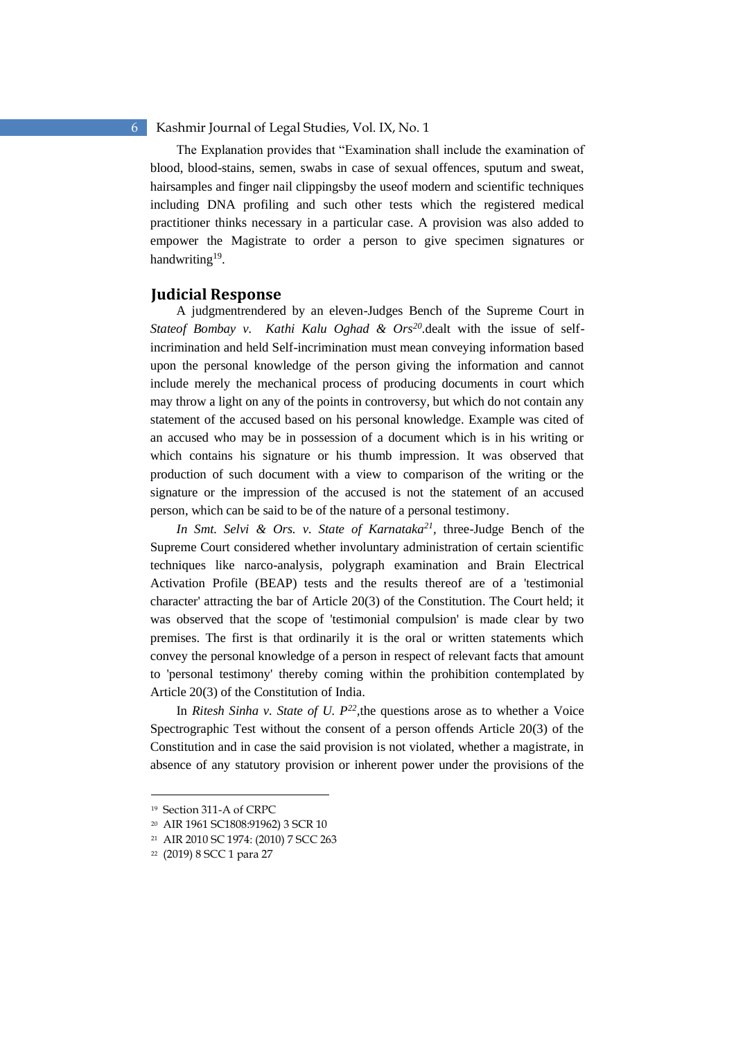The Explanation provides that "Examination shall include the examination of blood, blood-stains, semen, swabs in case of sexual offences, sputum and sweat, hairsamples and finger nail clippingsby the useof modern and scientific techniques including DNA profiling and such other tests which the registered medical practitioner thinks necessary in a particular case. A provision was also added to empower the Magistrate to order a person to give specimen signatures or handwriting[19].

## Judicial Response

A judgmentrendered by an eleven-Judges Bench of the Supreme Court in *Stateof Bombay v. Kathi Kalu Oghad & Ors*[20].dealt with the issue of self-incrimination and held Self-incrimination must mean conveying information based upon the personal knowledge of the person giving the information and cannot include merely the mechanical process of producing documents in court which may throw a light on any of the points in controversy, but which do not contain any statement of the accused based on his personal knowledge. Example was cited of an accused who may be in possession of a document which is in his writing or which contains his signature or his thumb impression. It was observed that production of such document with a view to comparison of the writing or the signature or the impression of the accused is not the statement of an accused person, which can be said to be of the nature of a personal testimony.

*In Smt. Selvi & Ors. v. State of Karnataka*[21], three-Judge Bench of the Supreme Court considered whether involuntary administration of certain scientific techniques like narco-analysis, polygraph examination and Brain Electrical Activation Profile (BEAP) tests and the results thereof are of a 'testimonial character' attracting the bar of Article 20(3) of the Constitution. The Court held; it was observed that the scope of 'testimonial compulsion' is made clear by two premises. The first is that ordinarily it is the oral or written statements which convey the personal knowledge of a person in respect of relevant facts that amount to 'personal testimony' thereby coming within the prohibition contemplated by Article 20(3) of the Constitution of India.

In *Ritesh Sinha v. State of U. P*[22],the questions arose as to whether a Voice Spectrographic Test without the consent of a person offends Article 20(3) of the Constitution and in case the said provision is not violated, whether a magistrate, in absence of any statutory provision or inherent power under the provisions of the

---

[19] Section 311-A of CRPC

[20] AIR 1961 SC1808:91962) 3 SCR 10

[21] AIR 2010 SC 1974: (2010) 7 SCC 263

[22] (2019) 8 SCC 1 para 27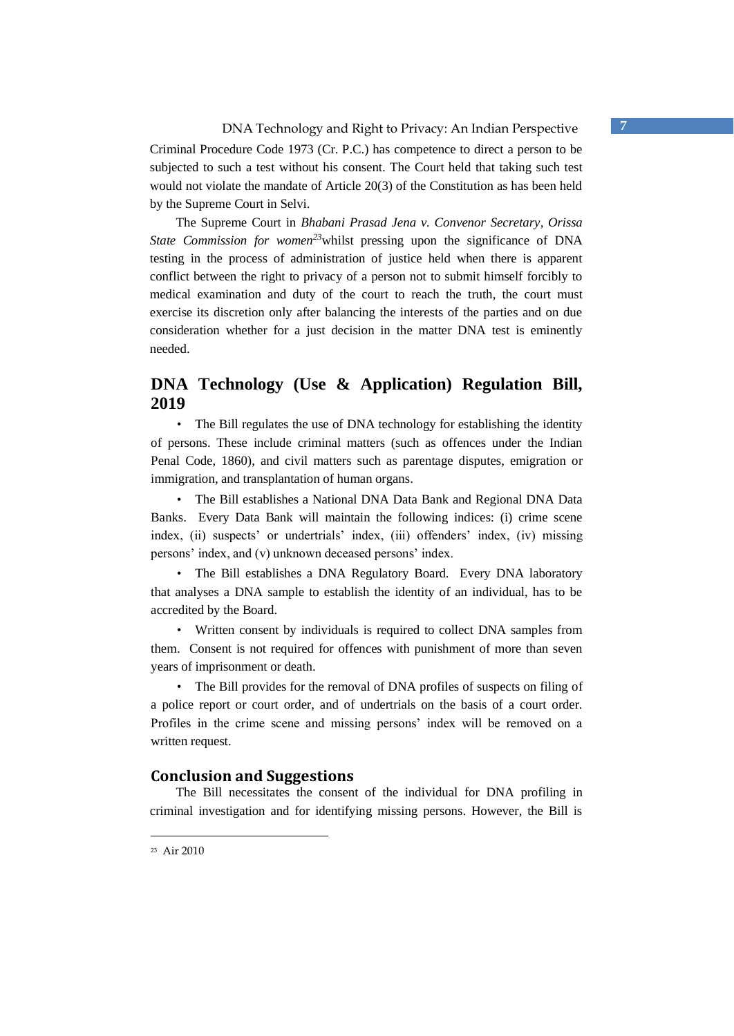Criminal Procedure Code 1973 (Cr. P.C.) has competence to direct a person to be subjected to such a test without his consent. The Court held that taking such test would not violate the mandate of Article 20(3) of the Constitution as has been held by the Supreme Court in Selvi.

The Supreme Court in *Bhabani Prasad Jena v. Convenor Secretary, Orissa State Commission for women*[23] whilst pressing upon the significance of DNA testing in the process of administration of justice held when there is apparent conflict between the right to privacy of a person not to submit himself forcibly to medical examination and duty of the court to reach the truth, the court must exercise its discretion only after balancing the interests of the parties and on due consideration whether for a just decision in the matter DNA test is eminently needed.

## DNA Technology (Use & Application) Regulation Bill, 2019

- The Bill regulates the use of DNA technology for establishing the identity of persons. These include criminal matters (such as offences under the Indian Penal Code, 1860), and civil matters such as parentage disputes, emigration or immigration, and transplantation of human organs.
- The Bill establishes a National DNA Data Bank and Regional DNA Data Banks. Every Data Bank will maintain the following indices: (i) crime scene index, (ii) suspects' or undertrials' index, (iii) offenders' index, (iv) missing persons' index, and (v) unknown deceased persons' index.
- The Bill establishes a DNA Regulatory Board. Every DNA laboratory that analyses a DNA sample to establish the identity of an individual, has to be accredited by the Board.
- Written consent by individuals is required to collect DNA samples from them. Consent is not required for offences with punishment of more than seven years of imprisonment or death.
- The Bill provides for the removal of DNA profiles of suspects on filing of a police report or court order, and of undertrials on the basis of a court order. Profiles in the crime scene and missing persons' index will be removed on a written request.

## Conclusion and Suggestions

The Bill necessitates the consent of the individual for DNA profiling in criminal investigation and for identifying missing persons. However, the Bill is

---

[23] Air 2010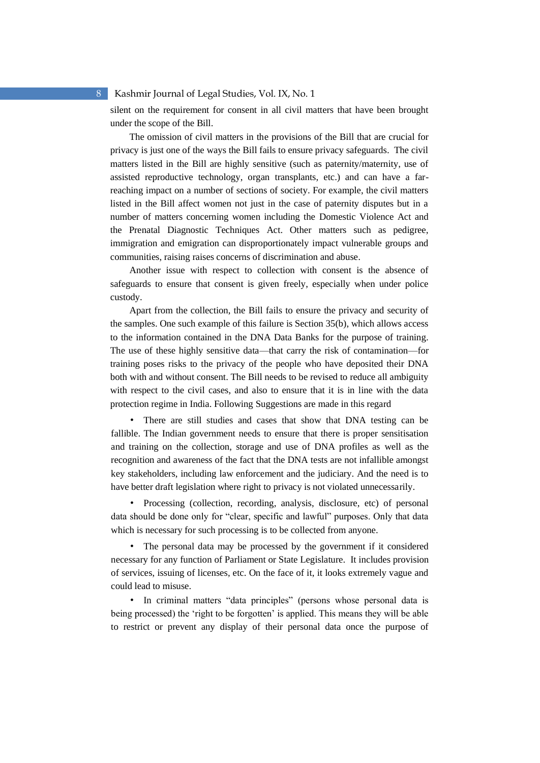silent on the requirement for consent in all civil matters that have been brought under the scope of the Bill.

The omission of civil matters in the provisions of the Bill that are crucial for privacy is just one of the ways the Bill fails to ensure privacy safeguards. The civil matters listed in the Bill are highly sensitive (such as paternity/maternity, use of assisted reproductive technology, organ transplants, etc.) and can have a far-reaching impact on a number of sections of society. For example, the civil matters listed in the Bill affect women not just in the case of paternity disputes but in a number of matters concerning women including the Domestic Violence Act and the Prenatal Diagnostic Techniques Act. Other matters such as pedigree, immigration and emigration can disproportionately impact vulnerable groups and communities, raising raises concerns of discrimination and abuse.

Another issue with respect to collection with consent is the absence of safeguards to ensure that consent is given freely, especially when under police custody.

Apart from the collection, the Bill fails to ensure the privacy and security of the samples. One such example of this failure is Section 35(b), which allows access to the information contained in the DNA Data Banks for the purpose of training. The use of these highly sensitive data—that carry the risk of contamination—for training poses risks to the privacy of the people who have deposited their DNA both with and without consent. The Bill needs to be revised to reduce all ambiguity with respect to the civil cases, and also to ensure that it is in line with the data protection regime in India. Following Suggestions are made in this regard

- There are still studies and cases that show that DNA testing can be fallible. The Indian government needs to ensure that there is proper sensitisation and training on the collection, storage and use of DNA profiles as well as the recognition and awareness of the fact that the DNA tests are not infallible amongst key stakeholders, including law enforcement and the judiciary. And the need is to have better draft legislation where right to privacy is not violated unnecessarily.

- Processing (collection, recording, analysis, disclosure, etc) of personal data should be done only for "clear, specific and lawful" purposes. Only that data which is necessary for such processing is to be collected from anyone.

- The personal data may be processed by the government if it considered necessary for any function of Parliament or State Legislature. It includes provision of services, issuing of licenses, etc. On the face of it, it looks extremely vague and could lead to misuse.

- In criminal matters "data principles" (persons whose personal data is being processed) the 'right to be forgotten' is applied. This means they will be able to restrict or prevent any display of their personal data once the purpose of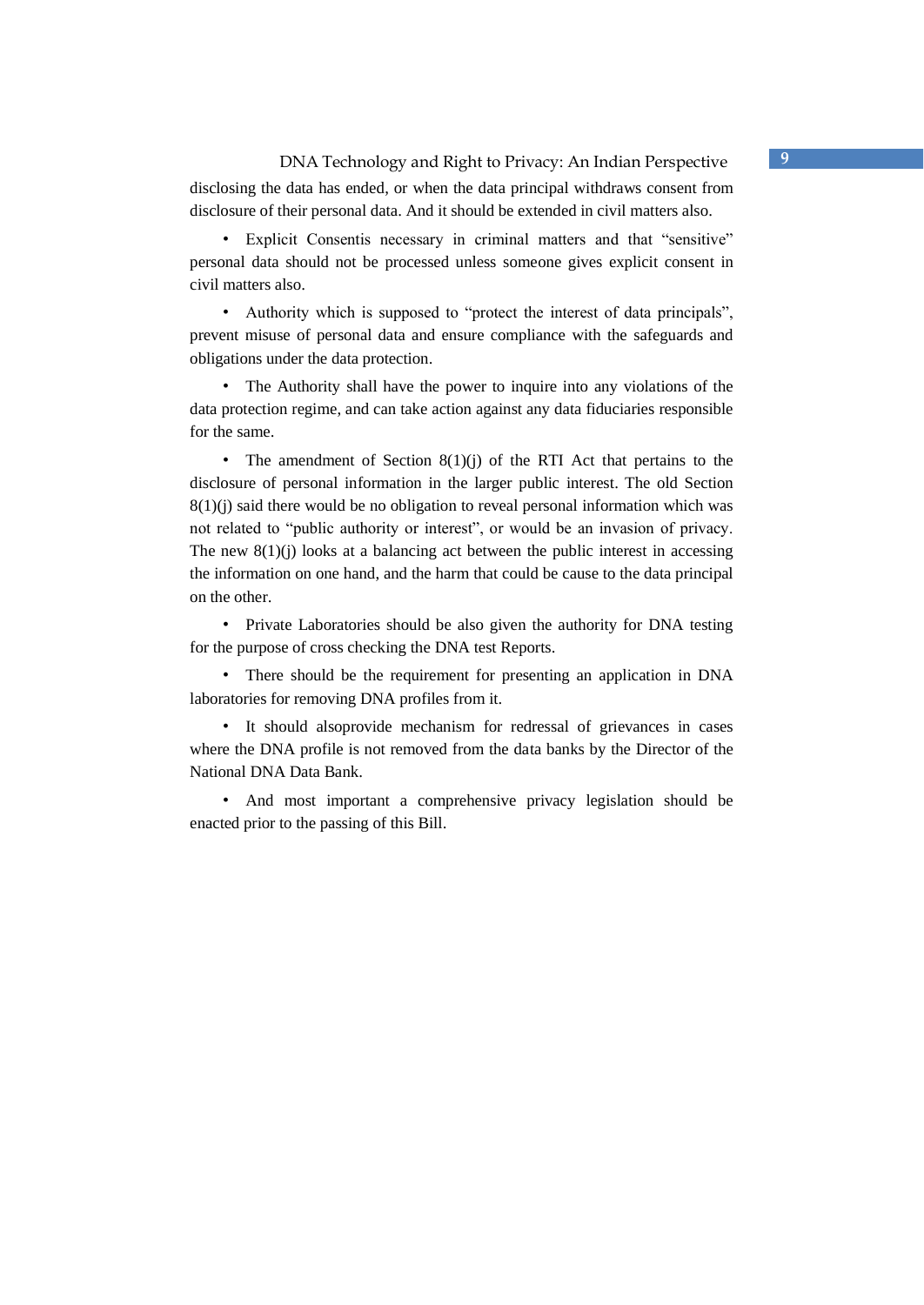disclosing the data has ended, or when the data principal withdraws consent from disclosure of their personal data. And it should be extended in civil matters also.

- Explicit Consentis necessary in criminal matters and that "sensitive" personal data should not be processed unless someone gives explicit consent in civil matters also.

- Authority which is supposed to "protect the interest of data principals", prevent misuse of personal data and ensure compliance with the safeguards and obligations under the data protection.

- The Authority shall have the power to inquire into any violations of the data protection regime, and can take action against any data fiduciaries responsible for the same.

- The amendment of Section 8(1)(j) of the RTI Act that pertains to the disclosure of personal information in the larger public interest. The old Section 8(1)(j) said there would be no obligation to reveal personal information which was not related to "public authority or interest", or would be an invasion of privacy. The new 8(1)(j) looks at a balancing act between the public interest in accessing the information on one hand, and the harm that could be cause to the data principal on the other.

- Private Laboratories should be also given the authority for DNA testing for the purpose of cross checking the DNA test Reports.

- There should be the requirement for presenting an application in DNA laboratories for removing DNA profiles from it.

- It should alsoprovide mechanism for redressal of grievances in cases where the DNA profile is not removed from the data banks by the Director of the National DNA Data Bank.

- And most important a comprehensive privacy legislation should be enacted prior to the passing of this Bill.